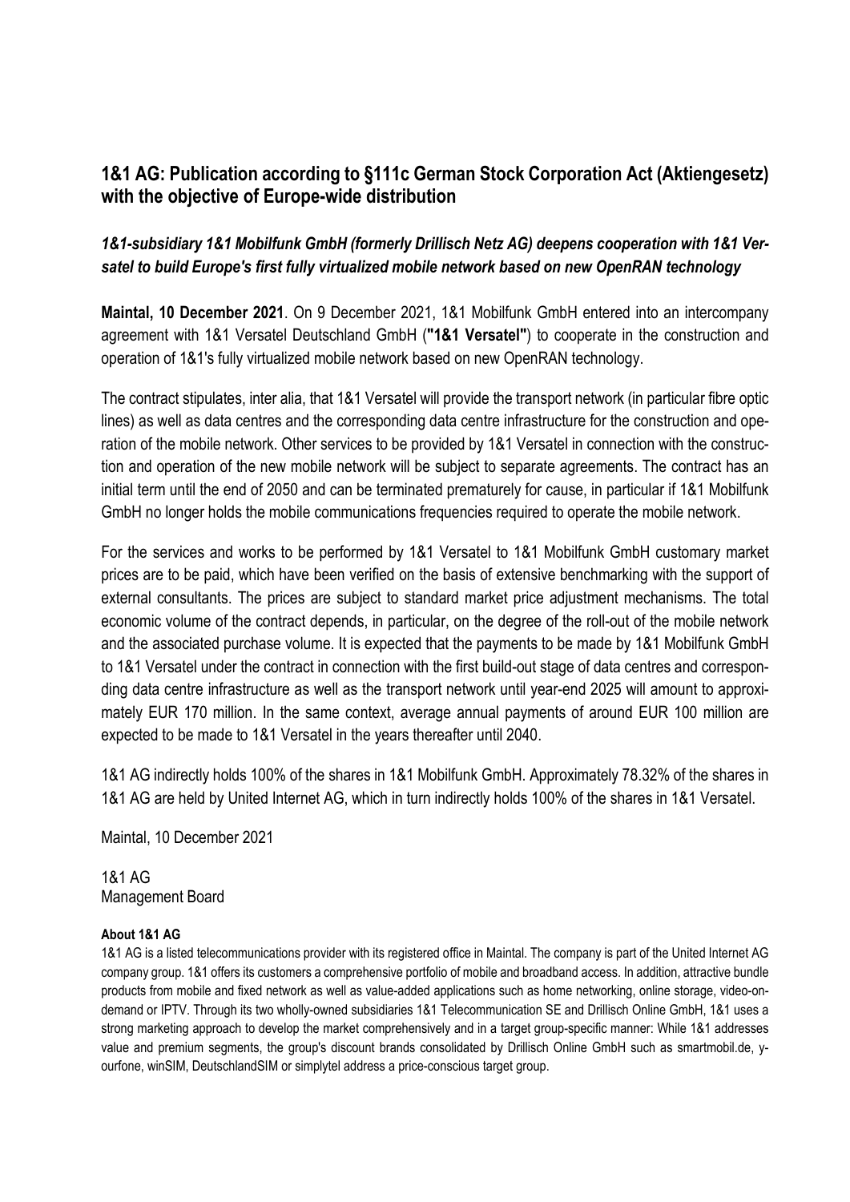# 1&1 AG: Publication according to §111c German Stock Corporation Act (Aktiengesetz) with the objective of Europe-wide distribution

***1&1-subsidiary 1&1 Mobilfunk GmbH (formerly Drillisch Netz AG) deepens cooperation with 1&1 Versatel to build Europe's first fully virtualized mobile network based on new OpenRAN technology***

**Maintal, 10 December 2021**. On 9 December 2021, 1&1 Mobilfunk GmbH entered into an intercompany agreement with 1&1 Versatel Deutschland GmbH (**"1&1 Versatel"**) to cooperate in the construction and operation of 1&1's fully virtualized mobile network based on new OpenRAN technology.

The contract stipulates, inter alia, that 1&1 Versatel will provide the transport network (in particular fibre optic lines) as well as data centres and the corresponding data centre infrastructure for the construction and operation of the mobile network. Other services to be provided by 1&1 Versatel in connection with the construction and operation of the new mobile network will be subject to separate agreements. The contract has an initial term until the end of 2050 and can be terminated prematurely for cause, in particular if 1&1 Mobilfunk GmbH no longer holds the mobile communications frequencies required to operate the mobile network.

For the services and works to be performed by 1&1 Versatel to 1&1 Mobilfunk GmbH customary market prices are to be paid, which have been verified on the basis of extensive benchmarking with the support of external consultants. The prices are subject to standard market price adjustment mechanisms. The total economic volume of the contract depends, in particular, on the degree of the roll-out of the mobile network and the associated purchase volume. It is expected that the payments to be made by 1&1 Mobilfunk GmbH to 1&1 Versatel under the contract in connection with the first build-out stage of data centres and corresponding data centre infrastructure as well as the transport network until year-end 2025 will amount to approximately EUR 170 million. In the same context, average annual payments of around EUR 100 million are expected to be made to 1&1 Versatel in the years thereafter until 2040.

1&1 AG indirectly holds 100% of the shares in 1&1 Mobilfunk GmbH. Approximately 78.32% of the shares in 1&1 AG are held by United Internet AG, which in turn indirectly holds 100% of the shares in 1&1 Versatel.

Maintal, 10 December 2021

1&1 AG
Management Board

**About 1&1 AG**

1&1 AG is a listed telecommunications provider with its registered office in Maintal. The company is part of the United Internet AG company group. 1&1 offers its customers a comprehensive portfolio of mobile and broadband access. In addition, attractive bundle products from mobile and fixed network as well as value-added applications such as home networking, online storage, video-on-demand or IPTV. Through its two wholly-owned subsidiaries 1&1 Telecommunication SE and Drillisch Online GmbH, 1&1 uses a strong marketing approach to develop the market comprehensively and in a target group-specific manner: While 1&1 addresses value and premium segments, the group's discount brands consolidated by Drillisch Online GmbH such as smartmobil.de, yourfone, winSIM, DeutschlandSIM or simplytel address a price-conscious target group.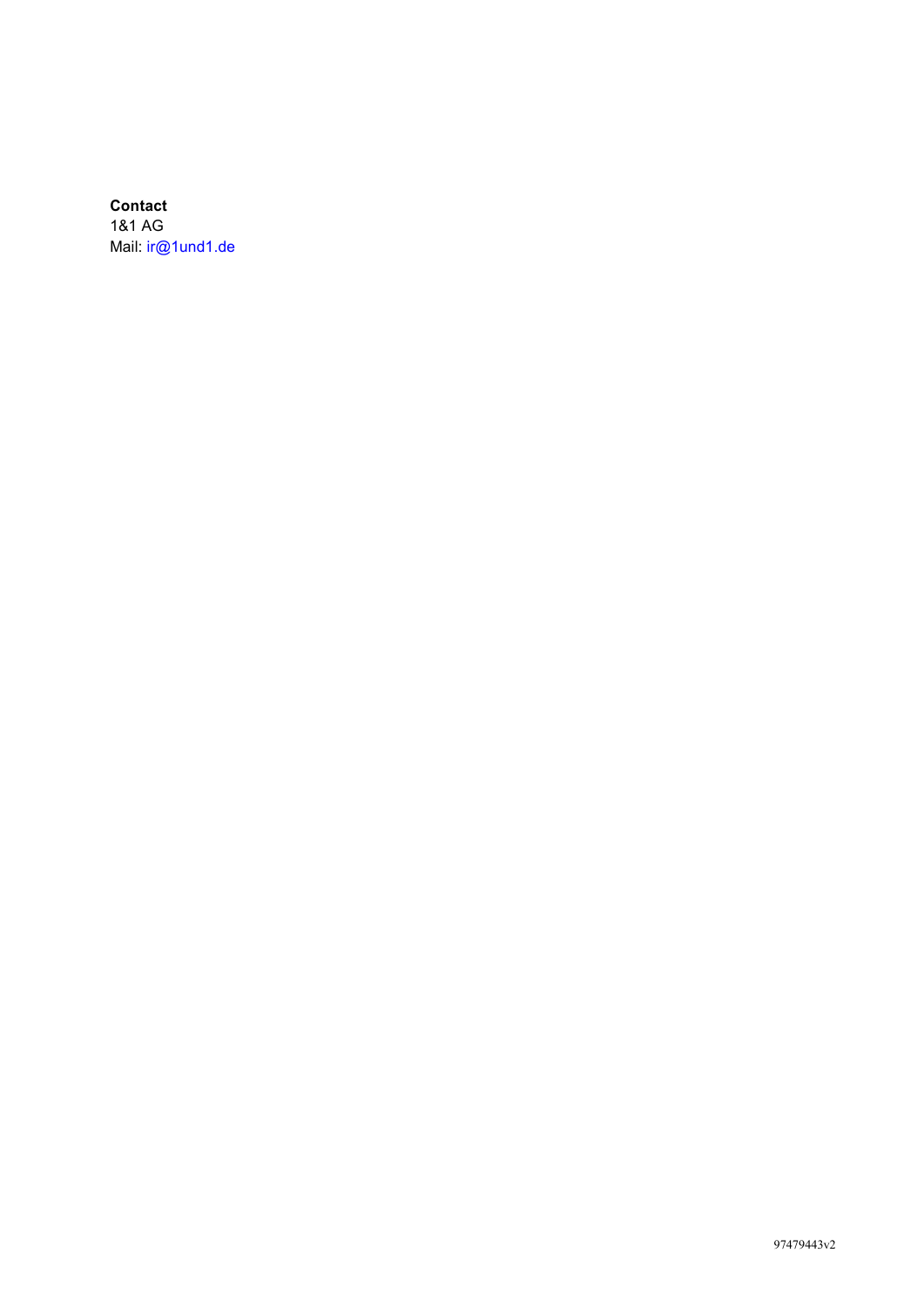**Contact**
1&1 AG
Mail: ir@1und1.de

97479443v2